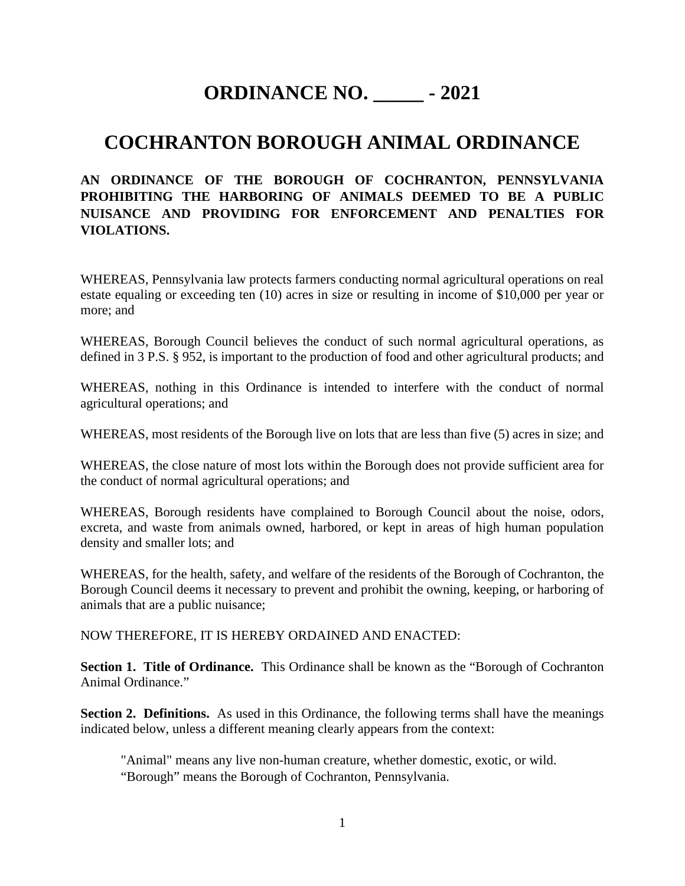# ORDINANCE NO. _____ - 2021

# COCHRANTON BOROUGH ANIMAL ORDINANCE

**AN ORDINANCE OF THE BOROUGH OF COCHRANTON, PENNSYLVANIA PROHIBITING THE HARBORING OF ANIMALS DEEMED TO BE A PUBLIC NUISANCE AND PROVIDING FOR ENFORCEMENT AND PENALTIES FOR VIOLATIONS.**

WHEREAS, Pennsylvania law protects farmers conducting normal agricultural operations on real estate equaling or exceeding ten (10) acres in size or resulting in income of $10,000 per year or more; and

WHEREAS, Borough Council believes the conduct of such normal agricultural operations, as defined in 3 P.S. § 952, is important to the production of food and other agricultural products; and

WHEREAS, nothing in this Ordinance is intended to interfere with the conduct of normal agricultural operations; and

WHEREAS, most residents of the Borough live on lots that are less than five (5) acres in size; and

WHEREAS, the close nature of most lots within the Borough does not provide sufficient area for the conduct of normal agricultural operations; and

WHEREAS, Borough residents have complained to Borough Council about the noise, odors, excreta, and waste from animals owned, harbored, or kept in areas of high human population density and smaller lots; and

WHEREAS, for the health, safety, and welfare of the residents of the Borough of Cochranton, the Borough Council deems it necessary to prevent and prohibit the owning, keeping, or harboring of animals that are a public nuisance;

NOW THEREFORE, IT IS HEREBY ORDAINED AND ENACTED:

**Section 1. Title of Ordinance.** This Ordinance shall be known as the "Borough of Cochranton Animal Ordinance."

**Section 2. Definitions.** As used in this Ordinance, the following terms shall have the meanings indicated below, unless a different meaning clearly appears from the context:

"Animal" means any live non-human creature, whether domestic, exotic, or wild.

"Borough" means the Borough of Cochranton, Pennsylvania.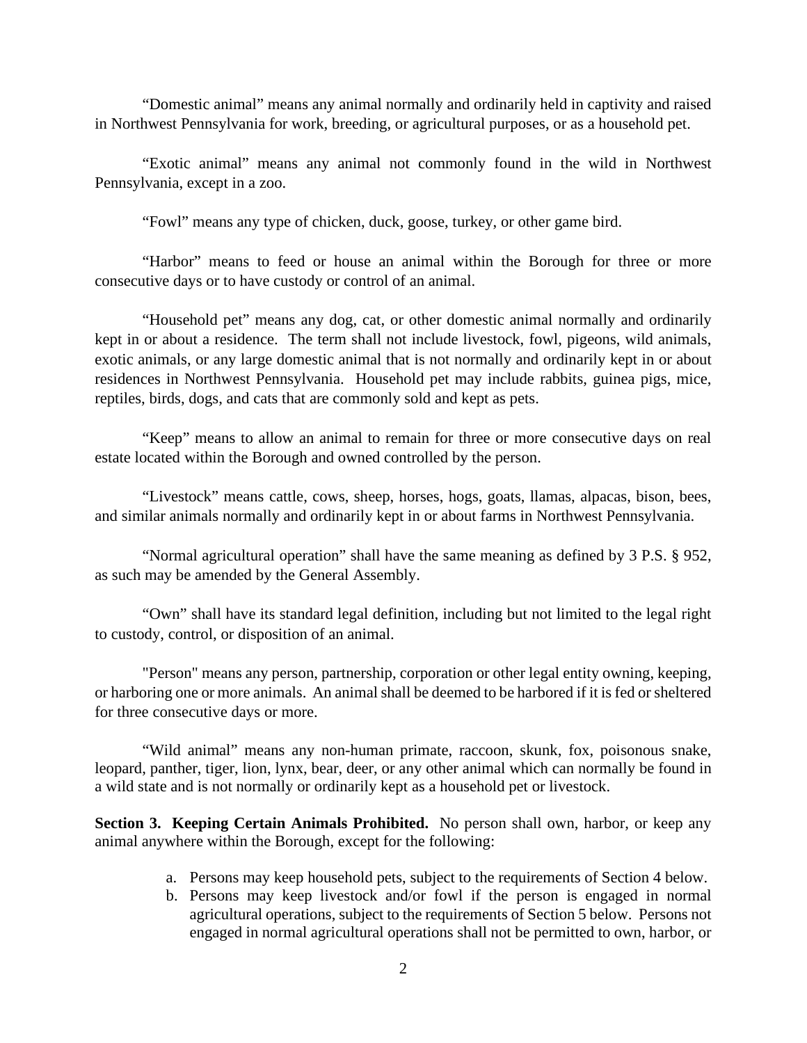"Domestic animal" means any animal normally and ordinarily held in captivity and raised in Northwest Pennsylvania for work, breeding, or agricultural purposes, or as a household pet.

"Exotic animal" means any animal not commonly found in the wild in Northwest Pennsylvania, except in a zoo.

"Fowl" means any type of chicken, duck, goose, turkey, or other game bird.

"Harbor" means to feed or house an animal within the Borough for three or more consecutive days or to have custody or control of an animal.

"Household pet" means any dog, cat, or other domestic animal normally and ordinarily kept in or about a residence. The term shall not include livestock, fowl, pigeons, wild animals, exotic animals, or any large domestic animal that is not normally and ordinarily kept in or about residences in Northwest Pennsylvania. Household pet may include rabbits, guinea pigs, mice, reptiles, birds, dogs, and cats that are commonly sold and kept as pets.

"Keep" means to allow an animal to remain for three or more consecutive days on real estate located within the Borough and owned controlled by the person.

"Livestock" means cattle, cows, sheep, horses, hogs, goats, llamas, alpacas, bison, bees, and similar animals normally and ordinarily kept in or about farms in Northwest Pennsylvania.

"Normal agricultural operation" shall have the same meaning as defined by 3 P.S. § 952, as such may be amended by the General Assembly.

"Own" shall have its standard legal definition, including but not limited to the legal right to custody, control, or disposition of an animal.

"Person" means any person, partnership, corporation or other legal entity owning, keeping, or harboring one or more animals. An animal shall be deemed to be harbored if it is fed or sheltered for three consecutive days or more.

"Wild animal" means any non-human primate, raccoon, skunk, fox, poisonous snake, leopard, panther, tiger, lion, lynx, bear, deer, or any other animal which can normally be found in a wild state and is not normally or ordinarily kept as a household pet or livestock.

**Section 3. Keeping Certain Animals Prohibited.** No person shall own, harbor, or keep any animal anywhere within the Borough, except for the following:

a. Persons may keep household pets, subject to the requirements of Section 4 below.
b. Persons may keep livestock and/or fowl if the person is engaged in normal agricultural operations, subject to the requirements of Section 5 below. Persons not engaged in normal agricultural operations shall not be permitted to own, harbor, or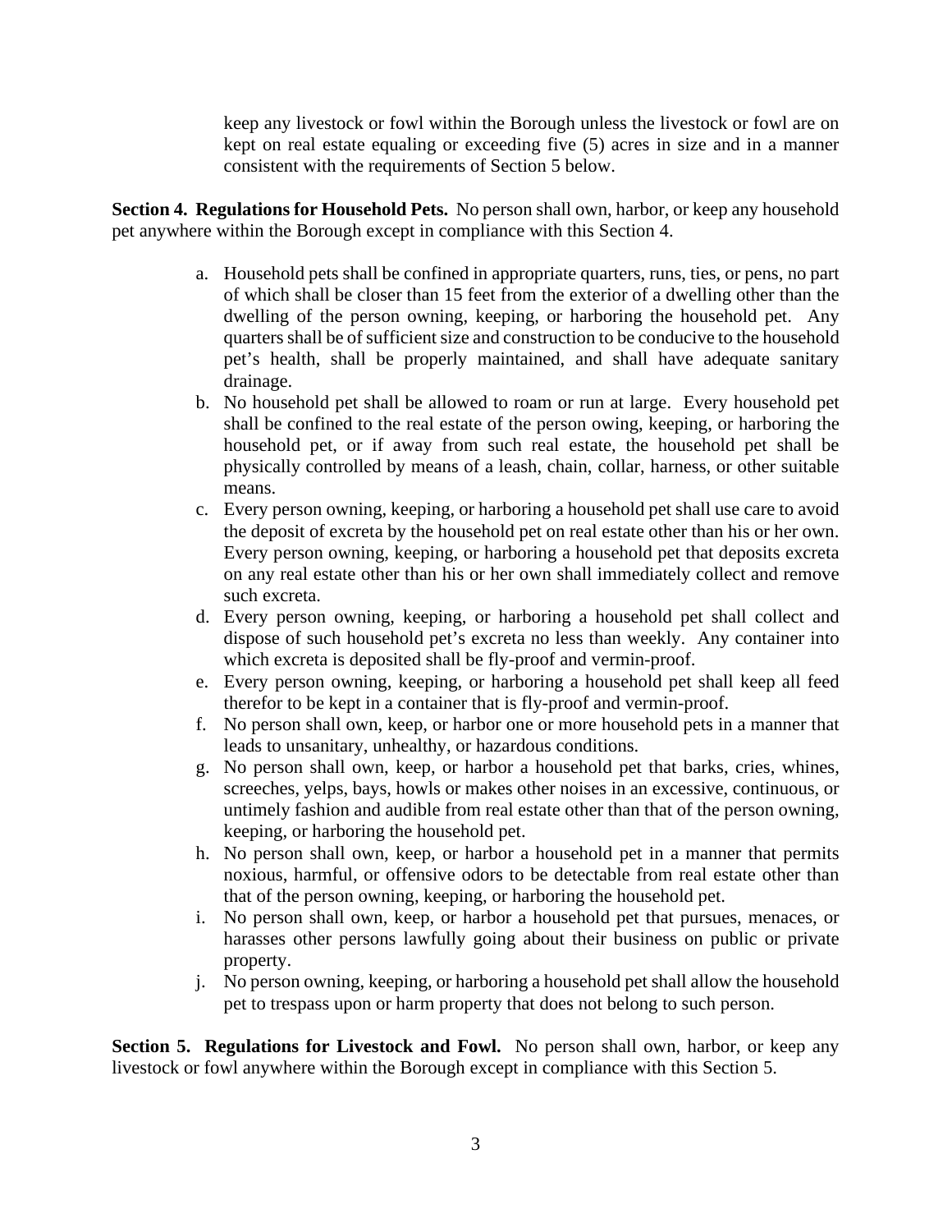keep any livestock or fowl within the Borough unless the livestock or fowl are on kept on real estate equaling or exceeding five (5) acres in size and in a manner consistent with the requirements of Section 5 below.

**Section 4. Regulations for Household Pets.** No person shall own, harbor, or keep any household pet anywhere within the Borough except in compliance with this Section 4.

a. Household pets shall be confined in appropriate quarters, runs, ties, or pens, no part of which shall be closer than 15 feet from the exterior of a dwelling other than the dwelling of the person owning, keeping, or harboring the household pet. Any quarters shall be of sufficient size and construction to be conducive to the household pet's health, shall be properly maintained, and shall have adequate sanitary drainage.
b. No household pet shall be allowed to roam or run at large. Every household pet shall be confined to the real estate of the person owing, keeping, or harboring the household pet, or if away from such real estate, the household pet shall be physically controlled by means of a leash, chain, collar, harness, or other suitable means.
c. Every person owning, keeping, or harboring a household pet shall use care to avoid the deposit of excreta by the household pet on real estate other than his or her own. Every person owning, keeping, or harboring a household pet that deposits excreta on any real estate other than his or her own shall immediately collect and remove such excreta.
d. Every person owning, keeping, or harboring a household pet shall collect and dispose of such household pet's excreta no less than weekly. Any container into which excreta is deposited shall be fly-proof and vermin-proof.
e. Every person owning, keeping, or harboring a household pet shall keep all feed therefor to be kept in a container that is fly-proof and vermin-proof.
f. No person shall own, keep, or harbor one or more household pets in a manner that leads to unsanitary, unhealthy, or hazardous conditions.
g. No person shall own, keep, or harbor a household pet that barks, cries, whines, screeches, yelps, bays, howls or makes other noises in an excessive, continuous, or untimely fashion and audible from real estate other than that of the person owning, keeping, or harboring the household pet.
h. No person shall own, keep, or harbor a household pet in a manner that permits noxious, harmful, or offensive odors to be detectable from real estate other than that of the person owning, keeping, or harboring the household pet.
i. No person shall own, keep, or harbor a household pet that pursues, menaces, or harasses other persons lawfully going about their business on public or private property.
j. No person owning, keeping, or harboring a household pet shall allow the household pet to trespass upon or harm property that does not belong to such person.

**Section 5. Regulations for Livestock and Fowl.** No person shall own, harbor, or keep any livestock or fowl anywhere within the Borough except in compliance with this Section 5.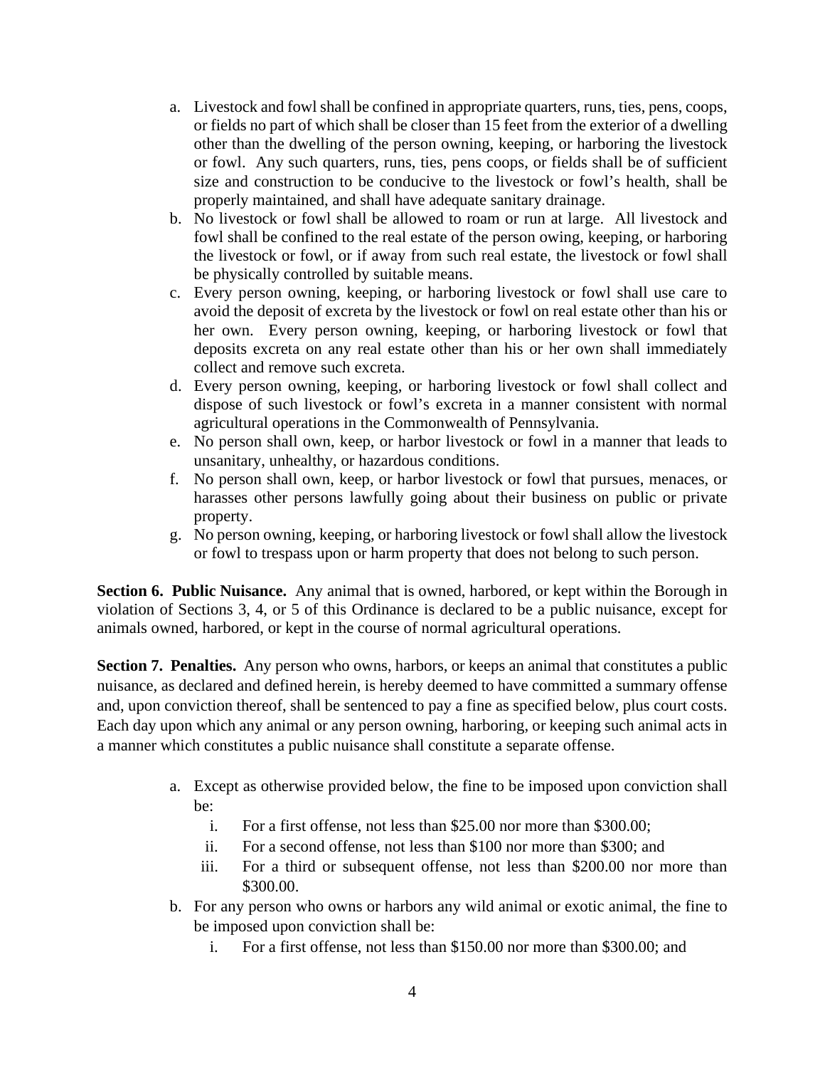a. Livestock and fowl shall be confined in appropriate quarters, runs, ties, pens, coops, or fields no part of which shall be closer than 15 feet from the exterior of a dwelling other than the dwelling of the person owning, keeping, or harboring the livestock or fowl. Any such quarters, runs, ties, pens coops, or fields shall be of sufficient size and construction to be conducive to the livestock or fowl's health, shall be properly maintained, and shall have adequate sanitary drainage.
b. No livestock or fowl shall be allowed to roam or run at large. All livestock and fowl shall be confined to the real estate of the person owing, keeping, or harboring the livestock or fowl, or if away from such real estate, the livestock or fowl shall be physically controlled by suitable means.
c. Every person owning, keeping, or harboring livestock or fowl shall use care to avoid the deposit of excreta by the livestock or fowl on real estate other than his or her own. Every person owning, keeping, or harboring livestock or fowl that deposits excreta on any real estate other than his or her own shall immediately collect and remove such excreta.
d. Every person owning, keeping, or harboring livestock or fowl shall collect and dispose of such livestock or fowl's excreta in a manner consistent with normal agricultural operations in the Commonwealth of Pennsylvania.
e. No person shall own, keep, or harbor livestock or fowl in a manner that leads to unsanitary, unhealthy, or hazardous conditions.
f. No person shall own, keep, or harbor livestock or fowl that pursues, menaces, or harasses other persons lawfully going about their business on public or private property.
g. No person owning, keeping, or harboring livestock or fowl shall allow the livestock or fowl to trespass upon or harm property that does not belong to such person.

**Section 6. Public Nuisance.** Any animal that is owned, harbored, or kept within the Borough in violation of Sections 3, 4, or 5 of this Ordinance is declared to be a public nuisance, except for animals owned, harbored, or kept in the course of normal agricultural operations.

**Section 7. Penalties.** Any person who owns, harbors, or keeps an animal that constitutes a public nuisance, as declared and defined herein, is hereby deemed to have committed a summary offense and, upon conviction thereof, shall be sentenced to pay a fine as specified below, plus court costs. Each day upon which any animal or any person owning, harboring, or keeping such animal acts in a manner which constitutes a public nuisance shall constitute a separate offense.

a. Except as otherwise provided below, the fine to be imposed upon conviction shall be:
    i. For a first offense, not less than $25.00 nor more than $300.00;
    ii. For a second offense, not less than $100 nor more than $300; and
    iii. For a third or subsequent offense, not less than $200.00 nor more than $300.00.
b. For any person who owns or harbors any wild animal or exotic animal, the fine to be imposed upon conviction shall be:
    i. For a first offense, not less than $150.00 nor more than $300.00; and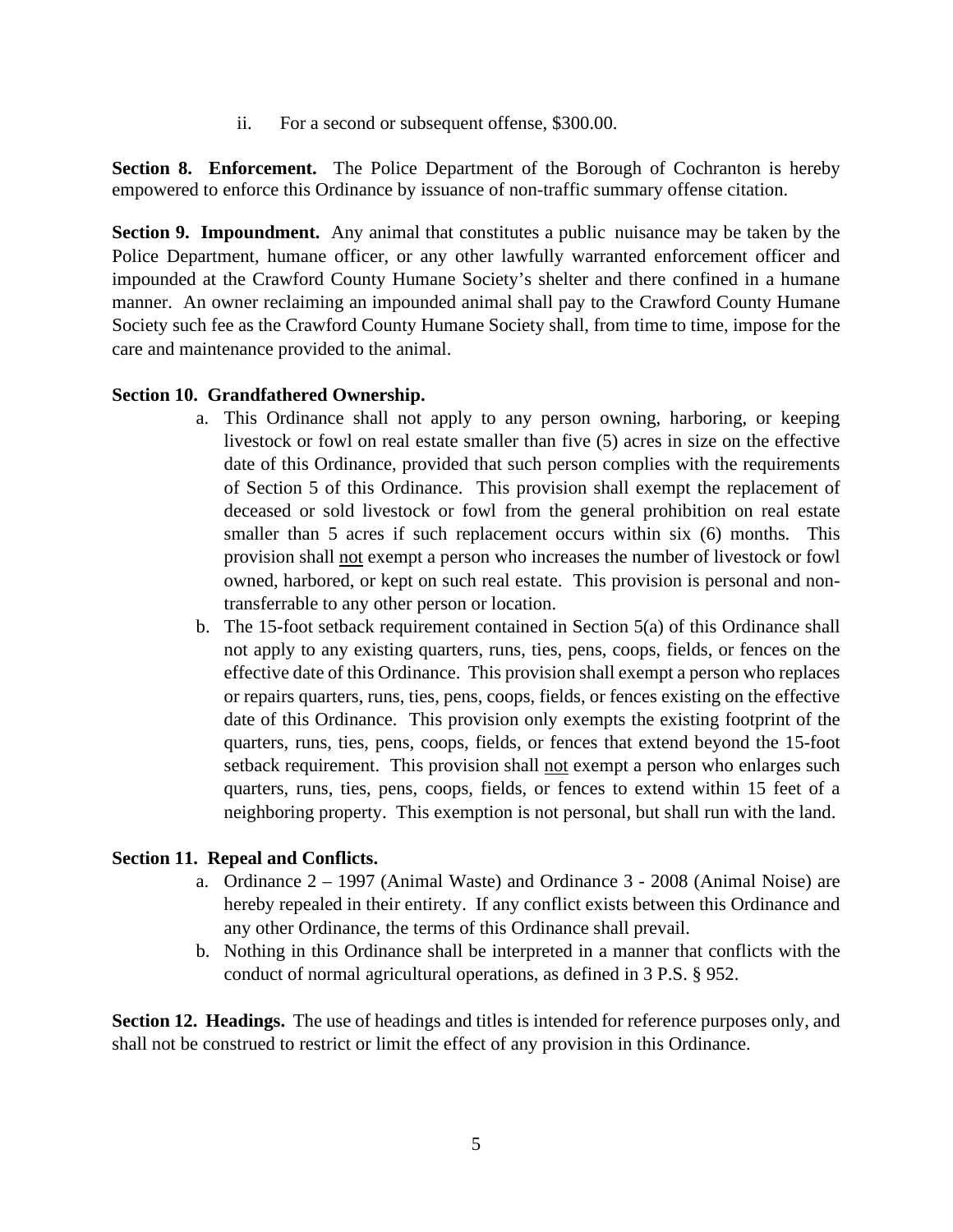ii. For a second or subsequent offense, $300.00.

**Section 8. Enforcement.** The Police Department of the Borough of Cochranton is hereby empowered to enforce this Ordinance by issuance of non-traffic summary offense citation.

**Section 9. Impoundment.** Any animal that constitutes a public nuisance may be taken by the Police Department, humane officer, or any other lawfully warranted enforcement officer and impounded at the Crawford County Humane Society's shelter and there confined in a humane manner. An owner reclaiming an impounded animal shall pay to the Crawford County Humane Society such fee as the Crawford County Humane Society shall, from time to time, impose for the care and maintenance provided to the animal.

**Section 10. Grandfathered Ownership.**

a. This Ordinance shall not apply to any person owning, harboring, or keeping livestock or fowl on real estate smaller than five (5) acres in size on the effective date of this Ordinance, provided that such person complies with the requirements of Section 5 of this Ordinance. This provision shall exempt the replacement of deceased or sold livestock or fowl from the general prohibition on real estate smaller than 5 acres if such replacement occurs within six (6) months. This provision shall <u>not</u> exempt a person who increases the number of livestock or fowl owned, harbored, or kept on such real estate. This provision is personal and non-transferrable to any other person or location.

b. The 15-foot setback requirement contained in Section 5(a) of this Ordinance shall not apply to any existing quarters, runs, ties, pens, coops, fields, or fences on the effective date of this Ordinance. This provision shall exempt a person who replaces or repairs quarters, runs, ties, pens, coops, fields, or fences existing on the effective date of this Ordinance. This provision only exempts the existing footprint of the quarters, runs, ties, pens, coops, fields, or fences that extend beyond the 15-foot setback requirement. This provision shall <u>not</u> exempt a person who enlarges such quarters, runs, ties, pens, coops, fields, or fences to extend within 15 feet of a neighboring property. This exemption is not personal, but shall run with the land.

**Section 11. Repeal and Conflicts.**

a. Ordinance 2 – 1997 (Animal Waste) and Ordinance 3 - 2008 (Animal Noise) are hereby repealed in their entirety. If any conflict exists between this Ordinance and any other Ordinance, the terms of this Ordinance shall prevail.

b. Nothing in this Ordinance shall be interpreted in a manner that conflicts with the conduct of normal agricultural operations, as defined in 3 P.S. § 952.

**Section 12. Headings.** The use of headings and titles is intended for reference purposes only, and shall not be construed to restrict or limit the effect of any provision in this Ordinance.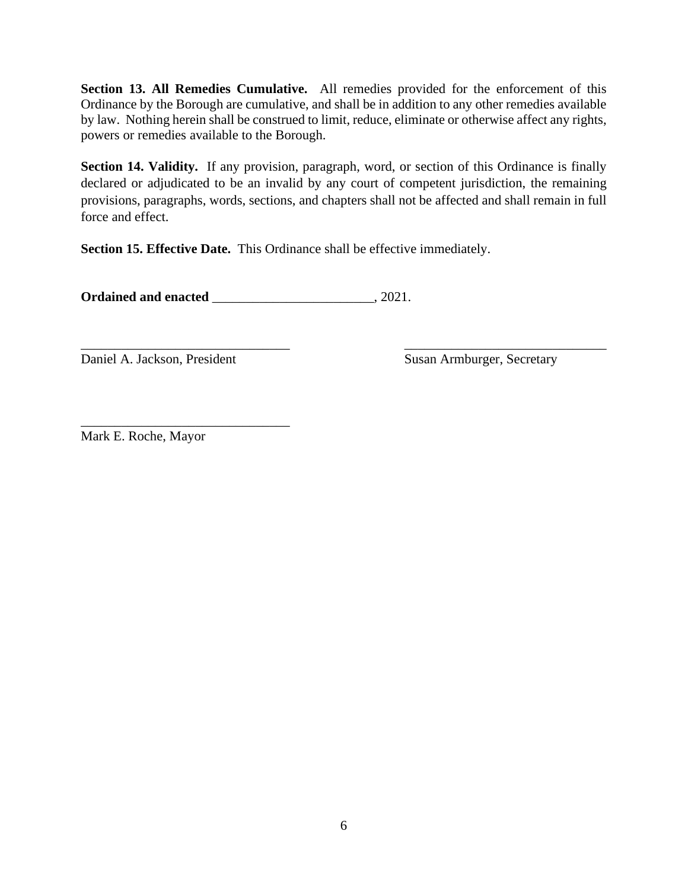**Section 13. All Remedies Cumulative.** All remedies provided for the enforcement of this Ordinance by the Borough are cumulative, and shall be in addition to any other remedies available by law. Nothing herein shall be construed to limit, reduce, eliminate or otherwise affect any rights, powers or remedies available to the Borough.

**Section 14. Validity.** If any provision, paragraph, word, or section of this Ordinance is finally declared or adjudicated to be an invalid by any court of competent jurisdiction, the remaining provisions, paragraphs, words, sections, and chapters shall not be affected and shall remain in full force and effect.

**Section 15. Effective Date.** This Ordinance shall be effective immediately.

**Ordained and enacted** ________________________, 2021.

________________________________
Daniel A. Jackson, President

________________________________
Susan Armburger, Secretary

________________________________
Mark E. Roche, Mayor